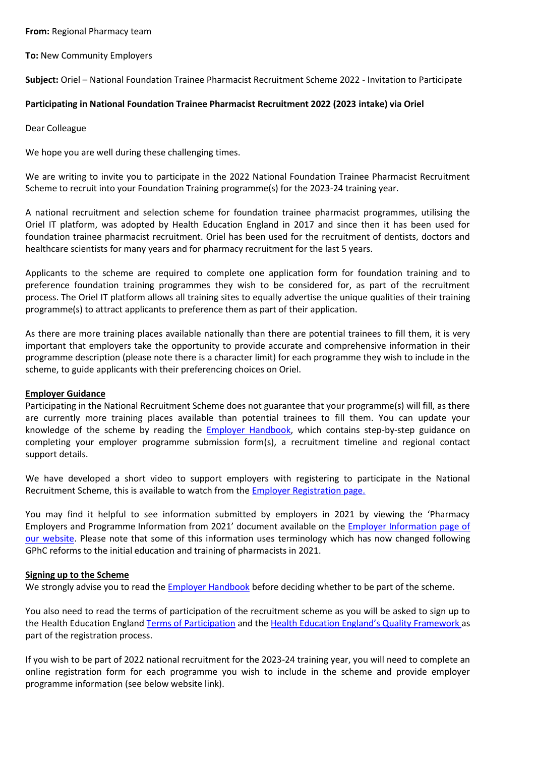**From:** Regional Pharmacy team

**To:** New Community Employers

**Subject:** Oriel – National Foundation Trainee Pharmacist Recruitment Scheme 2022 - Invitation to Participate

**Participating in National Foundation Trainee Pharmacist Recruitment 2022 (2023 intake) via Oriel**

Dear Colleague

We hope you are well during these challenging times.

We are writing to invite you to participate in the 2022 National Foundation Trainee Pharmacist Recruitment Scheme to recruit into your Foundation Training programme(s) for the 2023-24 training year.

A national recruitment and selection scheme for foundation trainee pharmacist programmes, utilising the Oriel IT platform, was adopted by Health Education England in 2017 and since then it has been used for foundation trainee pharmacist recruitment. Oriel has been used for the recruitment of dentists, doctors and healthcare scientists for many years and for pharmacy recruitment for the last 5 years.

Applicants to the scheme are required to complete one application form for foundation training and to preference foundation training programmes they wish to be considered for, as part of the recruitment process. The Oriel IT platform allows all training sites to equally advertise the unique qualities of their training programme(s) to attract applicants to preference them as part of their application.

As there are more training places available nationally than there are potential trainees to fill them, it is very important that employers take the opportunity to provide accurate and comprehensive information in their programme description (please note there is a character limit) for each programme they wish to include in the scheme, to guide applicants with their preferencing choices on Oriel.

**Employer Guidance**

Participating in the National Recruitment Scheme does not guarantee that your programme(s) will fill, as there are currently more training places available than potential trainees to fill them. You can update your knowledge of the scheme by reading the Employer Handbook, which contains step-by-step guidance on completing your employer programme submission form(s), a recruitment timeline and regional contact support details.

We have developed a short video to support employers with registering to participate in the National Recruitment Scheme, this is available to watch from the Employer Registration page.

You may find it helpful to see information submitted by employers in 2021 by viewing the 'Pharmacy Employers and Programme Information from 2021' document available on the Employer Information page of our website. Please note that some of this information uses terminology which has now changed following GPhC reforms to the initial education and training of pharmacists in 2021.

**Signing up to the Scheme**

We strongly advise you to read the Employer Handbook before deciding whether to be part of the scheme.

You also need to read the terms of participation of the recruitment scheme as you will be asked to sign up to the Health Education England Terms of Participation and the Health Education England's Quality Framework as part of the registration process.

If you wish to be part of 2022 national recruitment for the 2023-24 training year, you will need to complete an online registration form for each programme you wish to include in the scheme and provide employer programme information (see below website link).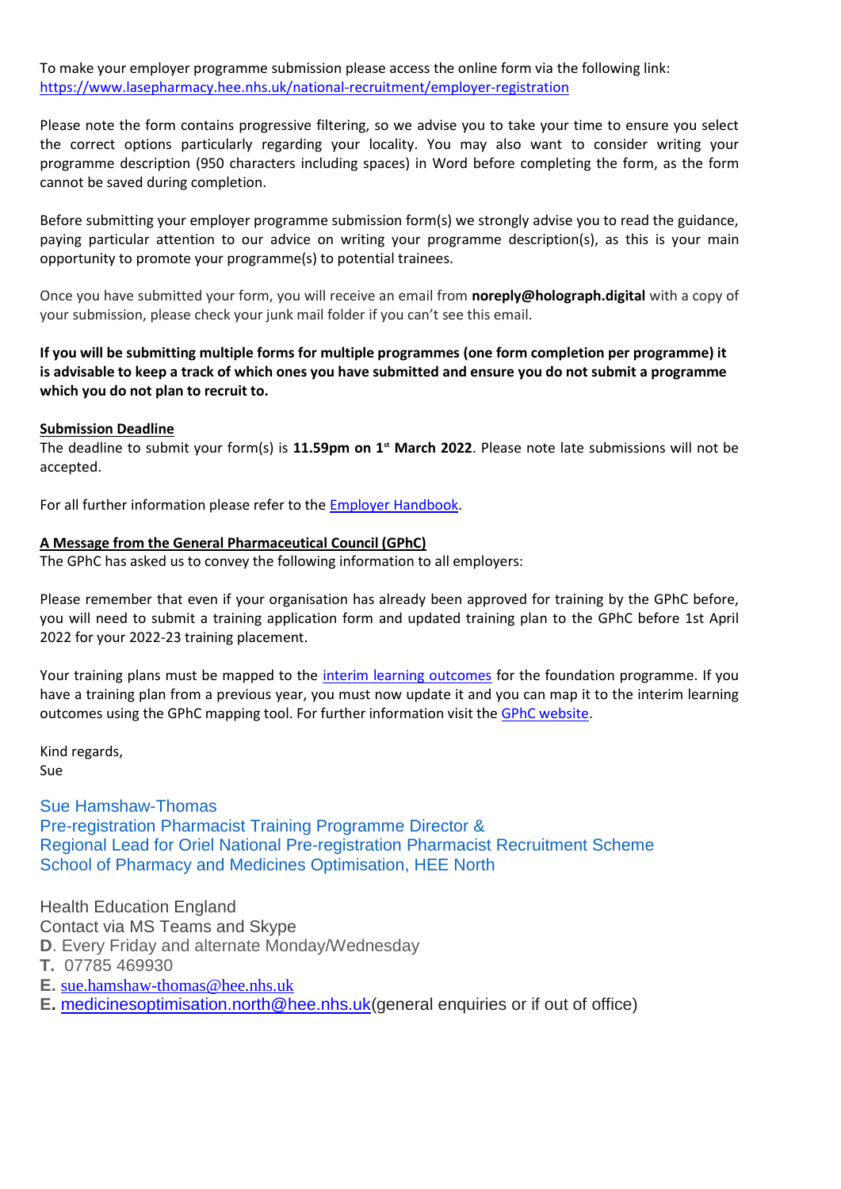To make your employer programme submission please access the online form via the following link: [https://www.lasepharmacy.hee.nhs.uk/national-recruitment/employer-registration](https://www.lasepharmacy.hee.nhs.uk/national-recruitment/employer-registration)

Please note the form contains progressive filtering, so we advise you to take your time to ensure you select the correct options particularly regarding your locality. You may also want to consider writing your programme description (950 characters including spaces) in Word before completing the form, as the form cannot be saved during completion.

Before submitting your employer programme submission form(s) we strongly advise you to read the guidance, paying particular attention to our advice on writing your programme description(s), as this is your main opportunity to promote your programme(s) to potential trainees.

Once you have submitted your form, you will receive an email from **noreply@holograph.digital** with a copy of your submission, please check your junk mail folder if you can't see this email.

**If you will be submitting multiple forms for multiple programmes (one form completion per programme) it is advisable to keep a track of which ones you have submitted and ensure you do not submit a programme which you do not plan to recruit to.**

**Submission Deadline**

The deadline to submit your form(s) is **11.59pm on 1st March 2022**. Please note late submissions will not be accepted.

For all further information please refer to the Employer Handbook.

**A Message from the General Pharmaceutical Council (GPhC)**

The GPhC has asked us to convey the following information to all employers:

Please remember that even if your organisation has already been approved for training by the GPhC before, you will need to submit a training application form and updated training plan to the GPhC before 1st April 2022 for your 2022-23 training placement.

Your training plans must be mapped to the interim learning outcomes for the foundation programme. If you have a training plan from a previous year, you must now update it and you can map it to the interim learning outcomes using the GPhC mapping tool. For further information visit the GPhC website.

Kind regards,
Sue

Sue Hamshaw-Thomas
Pre-registration Pharmacist Training Programme Director &
Regional Lead for Oriel National Pre-registration Pharmacist Recruitment Scheme
School of Pharmacy and Medicines Optimisation, HEE North

Health Education England
Contact via MS Teams and Skype
**D**. Every Friday and alternate Monday/Wednesday
**T.** 07785 469930
**E.** sue.hamshaw-thomas@hee.nhs.uk
**E.** medicinesoptimisation.north@hee.nhs.uk(general enquiries or if out of office)